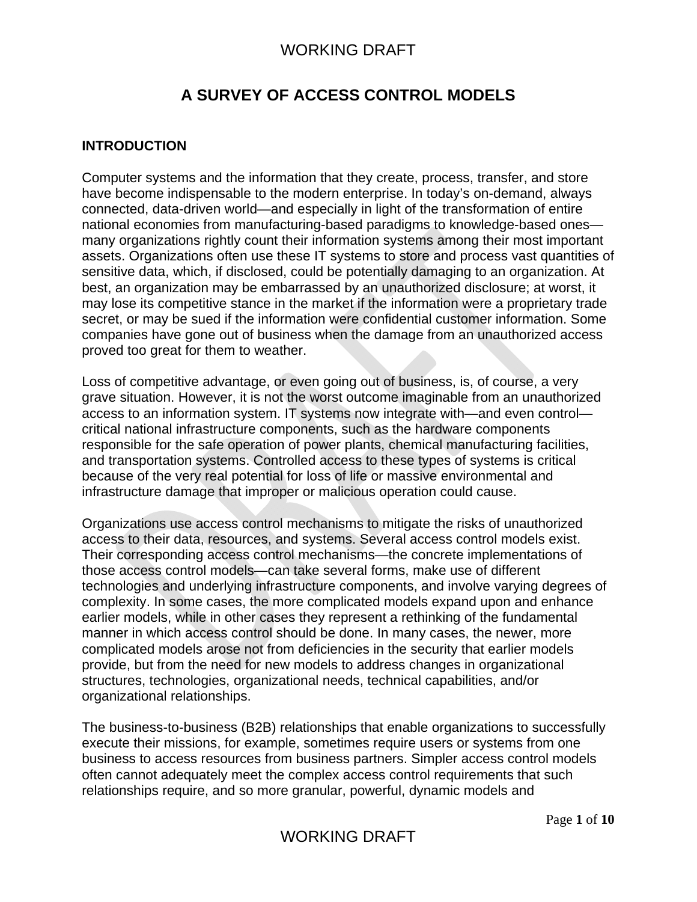# A SURVEY OF ACCESS CONTROL MODELS

## INTRODUCTION

Computer systems and the information that they create, process, transfer, and store have become indispensable to the modern enterprise. In today's on-demand, always connected, data-driven world—and especially in light of the transformation of entire national economies from manufacturing-based paradigms to knowledge-based ones—many organizations rightly count their information systems among their most important assets. Organizations often use these IT systems to store and process vast quantities of sensitive data, which, if disclosed, could be potentially damaging to an organization. At best, an organization may be embarrassed by an unauthorized disclosure; at worst, it may lose its competitive stance in the market if the information were a proprietary trade secret, or may be sued if the information were confidential customer information. Some companies have gone out of business when the damage from an unauthorized access proved too great for them to weather.

Loss of competitive advantage, or even going out of business, is, of course, a very grave situation. However, it is not the worst outcome imaginable from an unauthorized access to an information system. IT systems now integrate with—and even control—critical national infrastructure components, such as the hardware components responsible for the safe operation of power plants, chemical manufacturing facilities, and transportation systems. Controlled access to these types of systems is critical because of the very real potential for loss of life or massive environmental and infrastructure damage that improper or malicious operation could cause.

Organizations use access control mechanisms to mitigate the risks of unauthorized access to their data, resources, and systems. Several access control models exist. Their corresponding access control mechanisms—the concrete implementations of those access control models—can take several forms, make use of different technologies and underlying infrastructure components, and involve varying degrees of complexity. In some cases, the more complicated models expand upon and enhance earlier models, while in other cases they represent a rethinking of the fundamental manner in which access control should be done. In many cases, the newer, more complicated models arose not from deficiencies in the security that earlier models provide, but from the need for new models to address changes in organizational structures, technologies, organizational needs, technical capabilities, and/or organizational relationships.

The business-to-business (B2B) relationships that enable organizations to successfully execute their missions, for example, sometimes require users or systems from one business to access resources from business partners. Simpler access control models often cannot adequately meet the complex access control requirements that such relationships require, and so more granular, powerful, dynamic models and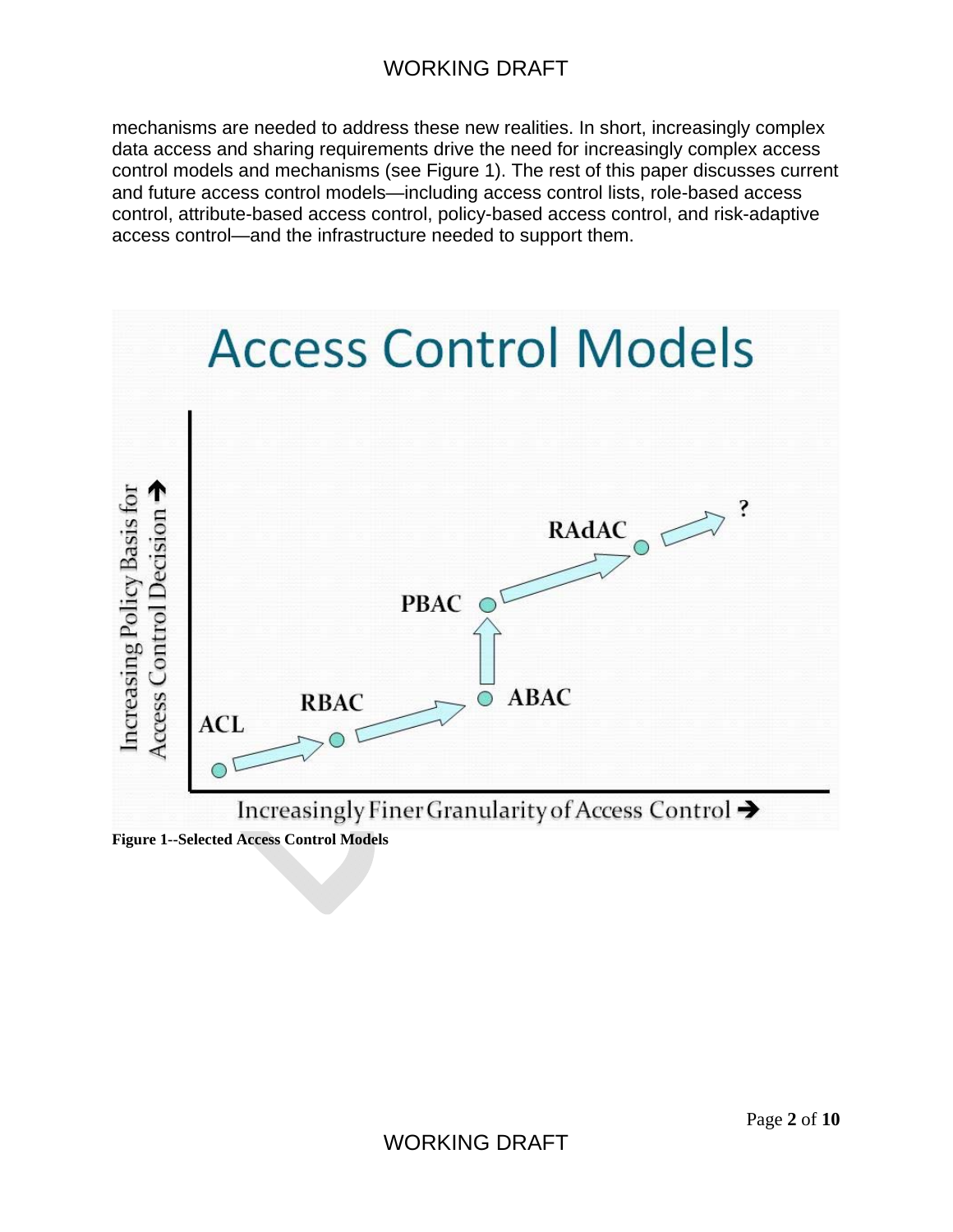mechanisms are needed to address these new realities. In short, increasingly complex data access and sharing requirements drive the need for increasingly complex access control models and mechanisms (see Figure 1). The rest of this paper discusses current and future access control models—including access control lists, role-based access control, attribute-based access control, policy-based access control, and risk-adaptive access control—and the infrastructure needed to support them.

**Figure 1--Selected Access Control Models**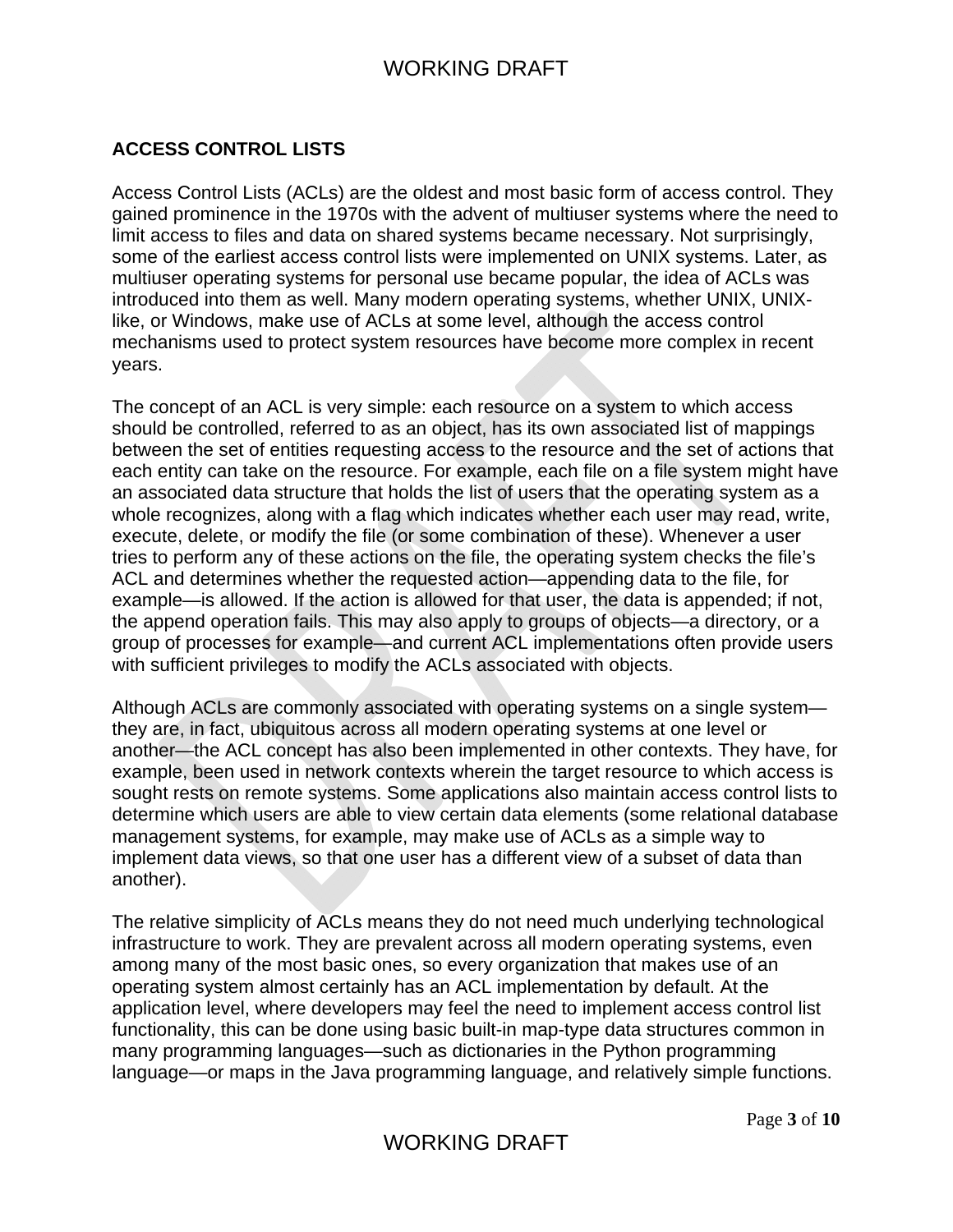## ACCESS CONTROL LISTS

Access Control Lists (ACLs) are the oldest and most basic form of access control. They gained prominence in the 1970s with the advent of multiuser systems where the need to limit access to files and data on shared systems became necessary. Not surprisingly, some of the earliest access control lists were implemented on UNIX systems. Later, as multiuser operating systems for personal use became popular, the idea of ACLs was introduced into them as well. Many modern operating systems, whether UNIX, UNIX-like, or Windows, make use of ACLs at some level, although the access control mechanisms used to protect system resources have become more complex in recent years.

The concept of an ACL is very simple: each resource on a system to which access should be controlled, referred to as an object, has its own associated list of mappings between the set of entities requesting access to the resource and the set of actions that each entity can take on the resource. For example, each file on a file system might have an associated data structure that holds the list of users that the operating system as a whole recognizes, along with a flag which indicates whether each user may read, write, execute, delete, or modify the file (or some combination of these). Whenever a user tries to perform any of these actions on the file, the operating system checks the file's ACL and determines whether the requested action—appending data to the file, for example—is allowed. If the action is allowed for that user, the data is appended; if not, the append operation fails. This may also apply to groups of objects—a directory, or a group of processes for example—and current ACL implementations often provide users with sufficient privileges to modify the ACLs associated with objects.

Although ACLs are commonly associated with operating systems on a single system—they are, in fact, ubiquitous across all modern operating systems at one level or another—the ACL concept has also been implemented in other contexts. They have, for example, been used in network contexts wherein the target resource to which access is sought rests on remote systems. Some applications also maintain access control lists to determine which users are able to view certain data elements (some relational database management systems, for example, may make use of ACLs as a simple way to implement data views, so that one user has a different view of a subset of data than another).

The relative simplicity of ACLs means they do not need much underlying technological infrastructure to work. They are prevalent across all modern operating systems, even among many of the most basic ones, so every organization that makes use of an operating system almost certainly has an ACL implementation by default. At the application level, where developers may feel the need to implement access control list functionality, this can be done using basic built-in map-type data structures common in many programming languages—such as dictionaries in the Python programming language—or maps in the Java programming language, and relatively simple functions.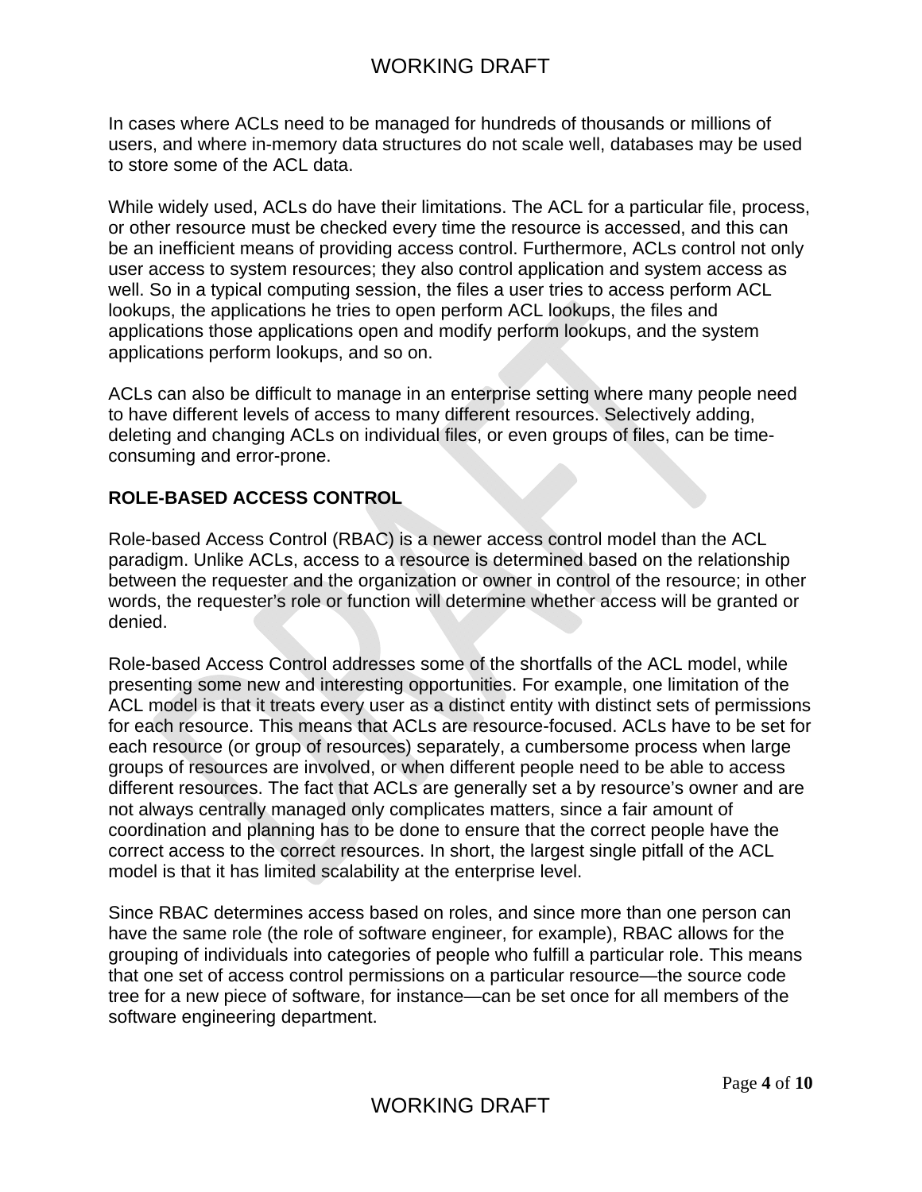In cases where ACLs need to be managed for hundreds of thousands or millions of users, and where in-memory data structures do not scale well, databases may be used to store some of the ACL data.

While widely used, ACLs do have their limitations. The ACL for a particular file, process, or other resource must be checked every time the resource is accessed, and this can be an inefficient means of providing access control. Furthermore, ACLs control not only user access to system resources; they also control application and system access as well. So in a typical computing session, the files a user tries to access perform ACL lookups, the applications he tries to open perform ACL lookups, the files and applications those applications open and modify perform lookups, and the system applications perform lookups, and so on.

ACLs can also be difficult to manage in an enterprise setting where many people need to have different levels of access to many different resources. Selectively adding, deleting and changing ACLs on individual files, or even groups of files, can be time-consuming and error-prone.

## ROLE-BASED ACCESS CONTROL

Role-based Access Control (RBAC) is a newer access control model than the ACL paradigm. Unlike ACLs, access to a resource is determined based on the relationship between the requester and the organization or owner in control of the resource; in other words, the requester's role or function will determine whether access will be granted or denied.

Role-based Access Control addresses some of the shortfalls of the ACL model, while presenting some new and interesting opportunities. For example, one limitation of the ACL model is that it treats every user as a distinct entity with distinct sets of permissions for each resource. This means that ACLs are resource-focused. ACLs have to be set for each resource (or group of resources) separately, a cumbersome process when large groups of resources are involved, or when different people need to be able to access different resources. The fact that ACLs are generally set a by resource's owner and are not always centrally managed only complicates matters, since a fair amount of coordination and planning has to be done to ensure that the correct people have the correct access to the correct resources. In short, the largest single pitfall of the ACL model is that it has limited scalability at the enterprise level.

Since RBAC determines access based on roles, and since more than one person can have the same role (the role of software engineer, for example), RBAC allows for the grouping of individuals into categories of people who fulfill a particular role. This means that one set of access control permissions on a particular resource—the source code tree for a new piece of software, for instance—can be set once for all members of the software engineering department.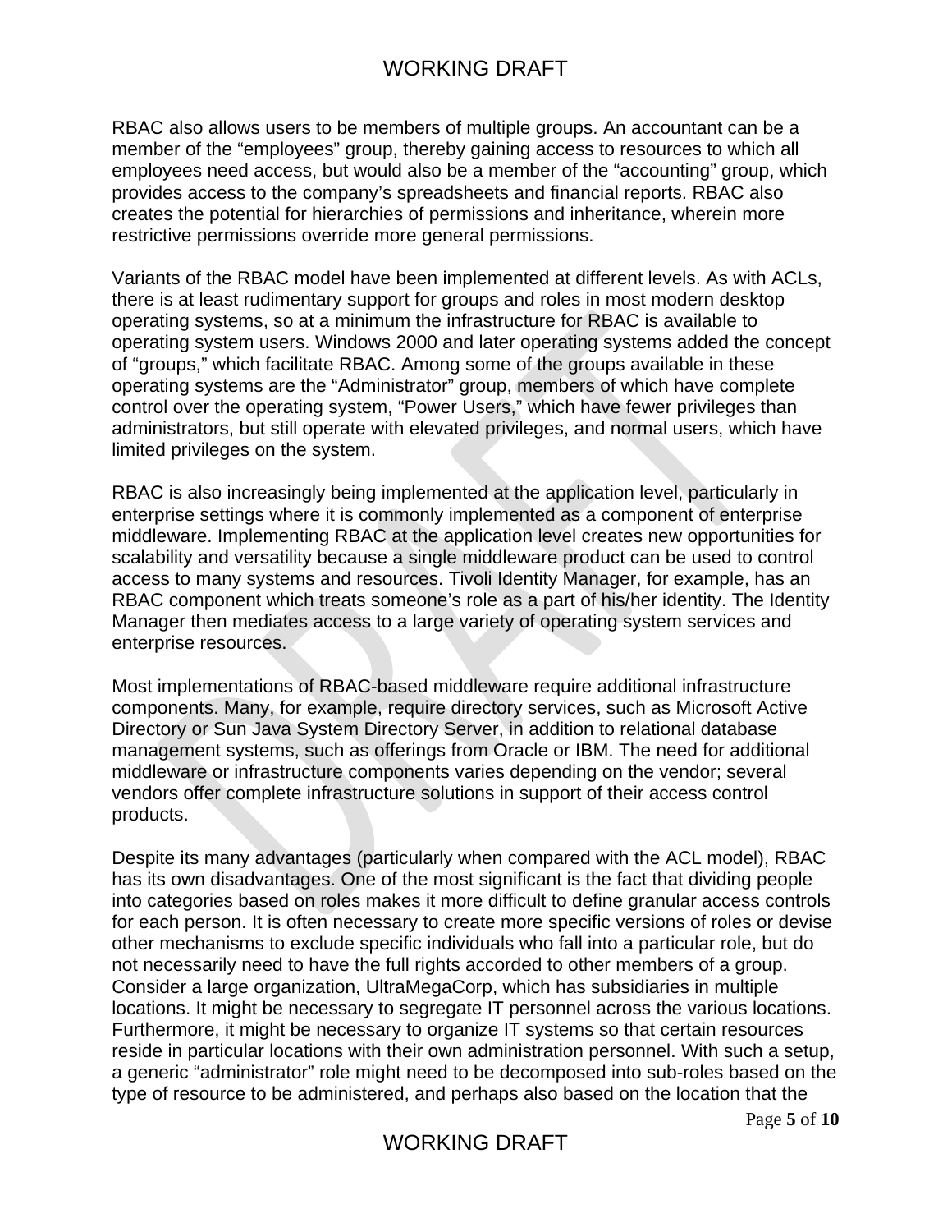RBAC also allows users to be members of multiple groups. An accountant can be a member of the “employees” group, thereby gaining access to resources to which all employees need access, but would also be a member of the “accounting” group, which provides access to the company’s spreadsheets and financial reports. RBAC also creates the potential for hierarchies of permissions and inheritance, wherein more restrictive permissions override more general permissions.

Variants of the RBAC model have been implemented at different levels. As with ACLs, there is at least rudimentary support for groups and roles in most modern desktop operating systems, so at a minimum the infrastructure for RBAC is available to operating system users. Windows 2000 and later operating systems added the concept of “groups,” which facilitate RBAC. Among some of the groups available in these operating systems are the “Administrator” group, members of which have complete control over the operating system, “Power Users,” which have fewer privileges than administrators, but still operate with elevated privileges, and normal users, which have limited privileges on the system.

RBAC is also increasingly being implemented at the application level, particularly in enterprise settings where it is commonly implemented as a component of enterprise middleware. Implementing RBAC at the application level creates new opportunities for scalability and versatility because a single middleware product can be used to control access to many systems and resources. Tivoli Identity Manager, for example, has an RBAC component which treats someone’s role as a part of his/her identity. The Identity Manager then mediates access to a large variety of operating system services and enterprise resources.

Most implementations of RBAC-based middleware require additional infrastructure components. Many, for example, require directory services, such as Microsoft Active Directory or Sun Java System Directory Server, in addition to relational database management systems, such as offerings from Oracle or IBM. The need for additional middleware or infrastructure components varies depending on the vendor; several vendors offer complete infrastructure solutions in support of their access control products.

Despite its many advantages (particularly when compared with the ACL model), RBAC has its own disadvantages. One of the most significant is the fact that dividing people into categories based on roles makes it more difficult to define granular access controls for each person. It is often necessary to create more specific versions of roles or devise other mechanisms to exclude specific individuals who fall into a particular role, but do not necessarily need to have the full rights accorded to other members of a group. Consider a large organization, UltraMegaCorp, which has subsidiaries in multiple locations. It might be necessary to segregate IT personnel across the various locations. Furthermore, it might be necessary to organize IT systems so that certain resources reside in particular locations with their own administration personnel. With such a setup, a generic “administrator” role might need to be decomposed into sub-roles based on the type of resource to be administered, and perhaps also based on the location that the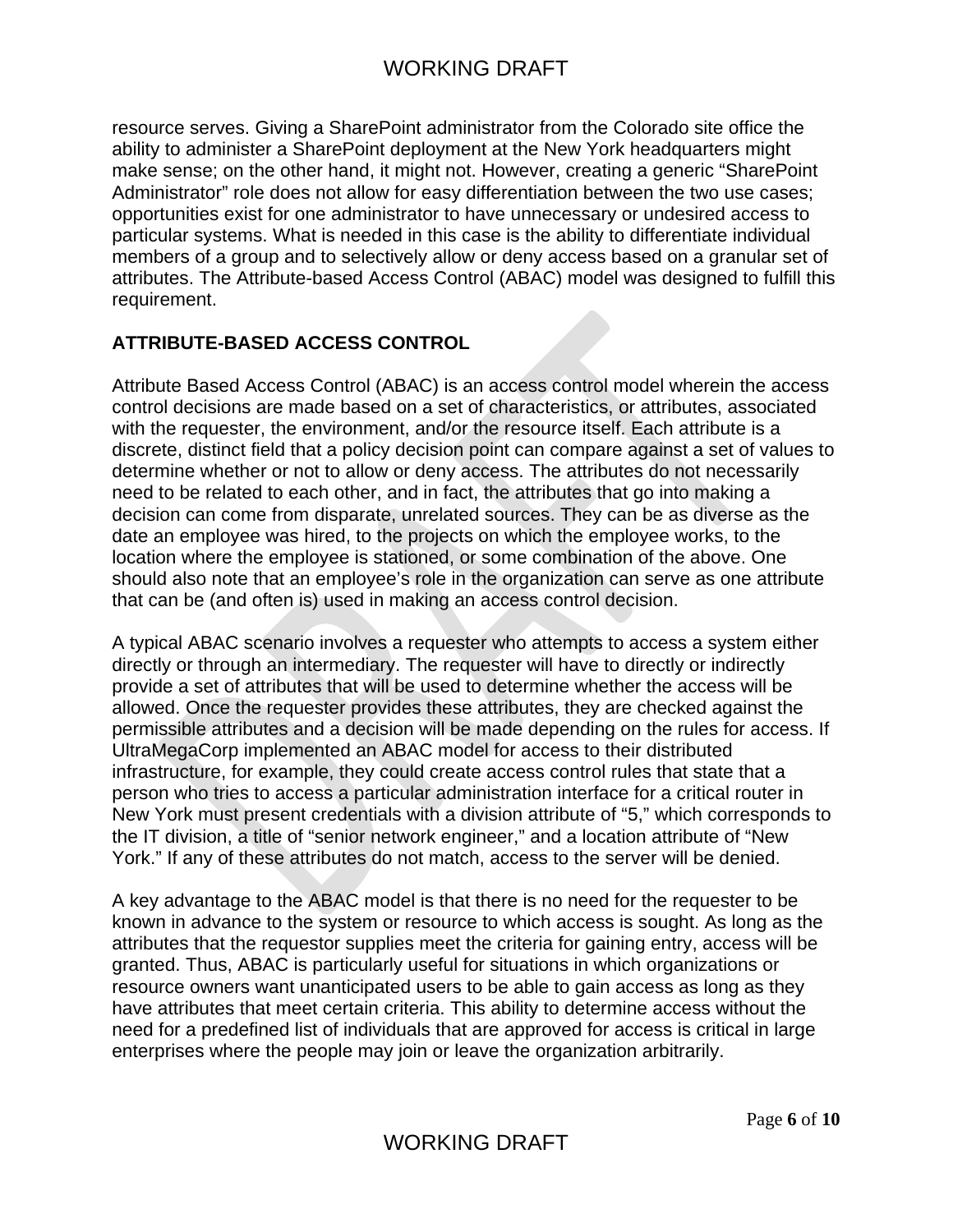resource serves. Giving a SharePoint administrator from the Colorado site office the ability to administer a SharePoint deployment at the New York headquarters might make sense; on the other hand, it might not. However, creating a generic "SharePoint Administrator" role does not allow for easy differentiation between the two use cases; opportunities exist for one administrator to have unnecessary or undesired access to particular systems. What is needed in this case is the ability to differentiate individual members of a group and to selectively allow or deny access based on a granular set of attributes. The Attribute-based Access Control (ABAC) model was designed to fulfill this requirement.

## ATTRIBUTE-BASED ACCESS CONTROL

Attribute Based Access Control (ABAC) is an access control model wherein the access control decisions are made based on a set of characteristics, or attributes, associated with the requester, the environment, and/or the resource itself. Each attribute is a discrete, distinct field that a policy decision point can compare against a set of values to determine whether or not to allow or deny access. The attributes do not necessarily need to be related to each other, and in fact, the attributes that go into making a decision can come from disparate, unrelated sources. They can be as diverse as the date an employee was hired, to the projects on which the employee works, to the location where the employee is stationed, or some combination of the above. One should also note that an employee's role in the organization can serve as one attribute that can be (and often is) used in making an access control decision.

A typical ABAC scenario involves a requester who attempts to access a system either directly or through an intermediary. The requester will have to directly or indirectly provide a set of attributes that will be used to determine whether the access will be allowed. Once the requester provides these attributes, they are checked against the permissible attributes and a decision will be made depending on the rules for access. If UltraMegaCorp implemented an ABAC model for access to their distributed infrastructure, for example, they could create access control rules that state that a person who tries to access a particular administration interface for a critical router in New York must present credentials with a division attribute of "5," which corresponds to the IT division, a title of "senior network engineer," and a location attribute of "New York." If any of these attributes do not match, access to the server will be denied.

A key advantage to the ABAC model is that there is no need for the requester to be known in advance to the system or resource to which access is sought. As long as the attributes that the requestor supplies meet the criteria for gaining entry, access will be granted. Thus, ABAC is particularly useful for situations in which organizations or resource owners want unanticipated users to be able to gain access as long as they have attributes that meet certain criteria. This ability to determine access without the need for a predefined list of individuals that are approved for access is critical in large enterprises where the people may join or leave the organization arbitrarily.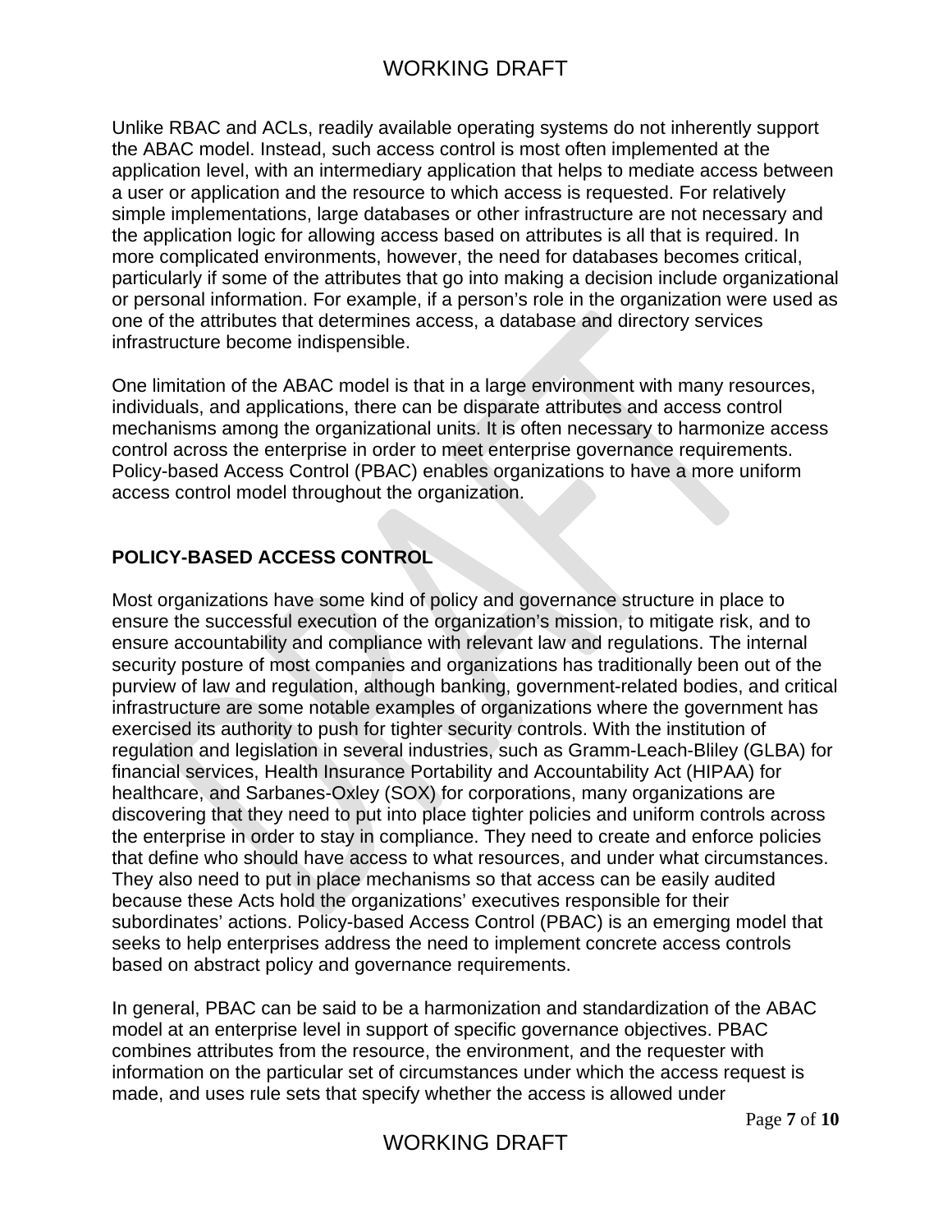Unlike RBAC and ACLs, readily available operating systems do not inherently support the ABAC model. Instead, such access control is most often implemented at the application level, with an intermediary application that helps to mediate access between a user or application and the resource to which access is requested. For relatively simple implementations, large databases or other infrastructure are not necessary and the application logic for allowing access based on attributes is all that is required. In more complicated environments, however, the need for databases becomes critical, particularly if some of the attributes that go into making a decision include organizational or personal information. For example, if a person's role in the organization were used as one of the attributes that determines access, a database and directory services infrastructure become indispensible.

One limitation of the ABAC model is that in a large environment with many resources, individuals, and applications, there can be disparate attributes and access control mechanisms among the organizational units. It is often necessary to harmonize access control across the enterprise in order to meet enterprise governance requirements. Policy-based Access Control (PBAC) enables organizations to have a more uniform access control model throughout the organization.

## POLICY-BASED ACCESS CONTROL

Most organizations have some kind of policy and governance structure in place to ensure the successful execution of the organization's mission, to mitigate risk, and to ensure accountability and compliance with relevant law and regulations. The internal security posture of most companies and organizations has traditionally been out of the purview of law and regulation, although banking, government-related bodies, and critical infrastructure are some notable examples of organizations where the government has exercised its authority to push for tighter security controls. With the institution of regulation and legislation in several industries, such as Gramm-Leach-Bliley (GLBA) for financial services, Health Insurance Portability and Accountability Act (HIPAA) for healthcare, and Sarbanes-Oxley (SOX) for corporations, many organizations are discovering that they need to put into place tighter policies and uniform controls across the enterprise in order to stay in compliance. They need to create and enforce policies that define who should have access to what resources, and under what circumstances. They also need to put in place mechanisms so that access can be easily audited because these Acts hold the organizations' executives responsible for their subordinates' actions. Policy-based Access Control (PBAC) is an emerging model that seeks to help enterprises address the need to implement concrete access controls based on abstract policy and governance requirements.

In general, PBAC can be said to be a harmonization and standardization of the ABAC model at an enterprise level in support of specific governance objectives. PBAC combines attributes from the resource, the environment, and the requester with information on the particular set of circumstances under which the access request is made, and uses rule sets that specify whether the access is allowed under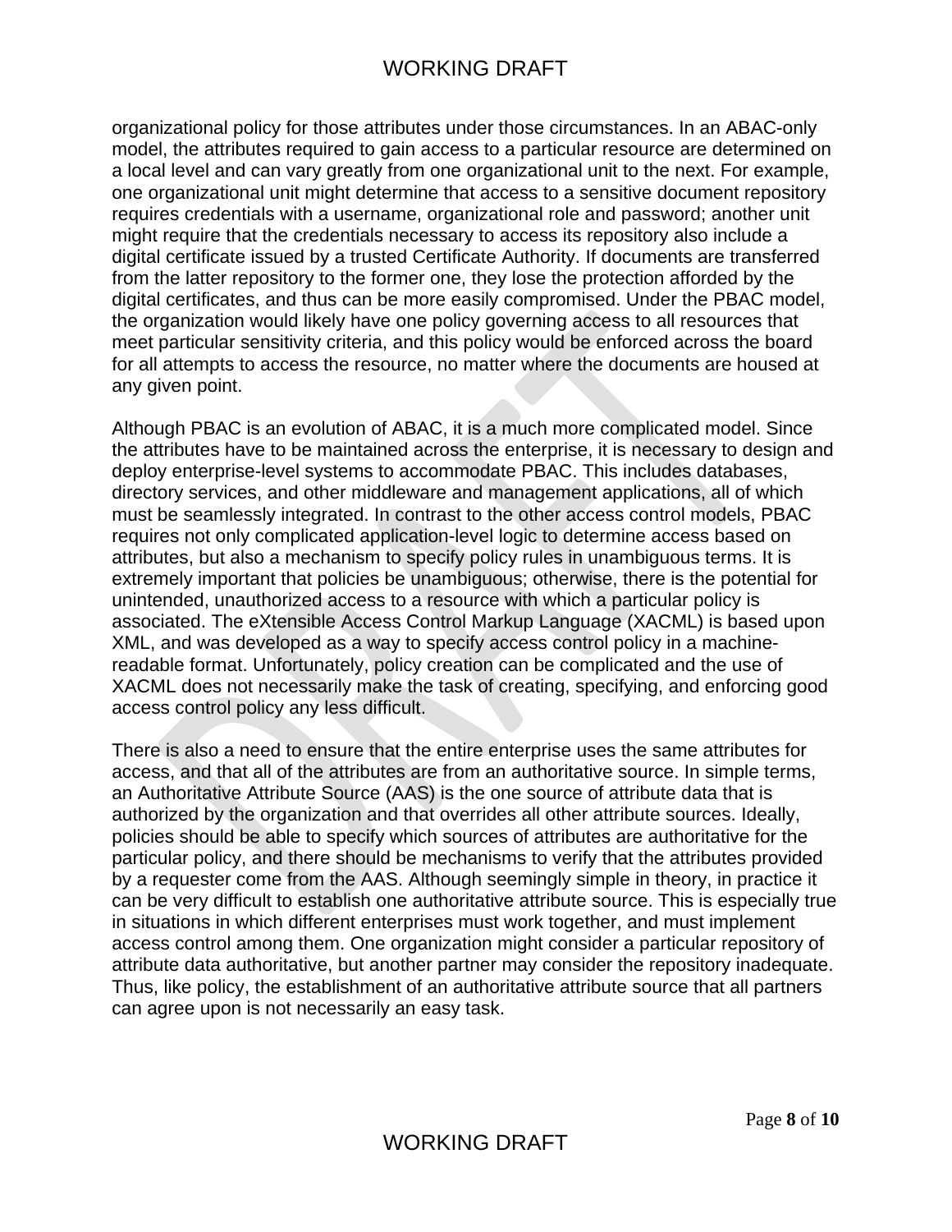organizational policy for those attributes under those circumstances. In an ABAC-only model, the attributes required to gain access to a particular resource are determined on a local level and can vary greatly from one organizational unit to the next. For example, one organizational unit might determine that access to a sensitive document repository requires credentials with a username, organizational role and password; another unit might require that the credentials necessary to access its repository also include a digital certificate issued by a trusted Certificate Authority. If documents are transferred from the latter repository to the former one, they lose the protection afforded by the digital certificates, and thus can be more easily compromised. Under the PBAC model, the organization would likely have one policy governing access to all resources that meet particular sensitivity criteria, and this policy would be enforced across the board for all attempts to access the resource, no matter where the documents are housed at any given point.

Although PBAC is an evolution of ABAC, it is a much more complicated model. Since the attributes have to be maintained across the enterprise, it is necessary to design and deploy enterprise-level systems to accommodate PBAC. This includes databases, directory services, and other middleware and management applications, all of which must be seamlessly integrated. In contrast to the other access control models, PBAC requires not only complicated application-level logic to determine access based on attributes, but also a mechanism to specify policy rules in unambiguous terms. It is extremely important that policies be unambiguous; otherwise, there is the potential for unintended, unauthorized access to a resource with which a particular policy is associated. The eXtensible Access Control Markup Language (XACML) is based upon XML, and was developed as a way to specify access control policy in a machine-readable format. Unfortunately, policy creation can be complicated and the use of XACML does not necessarily make the task of creating, specifying, and enforcing good access control policy any less difficult.

There is also a need to ensure that the entire enterprise uses the same attributes for access, and that all of the attributes are from an authoritative source. In simple terms, an Authoritative Attribute Source (AAS) is the one source of attribute data that is authorized by the organization and that overrides all other attribute sources. Ideally, policies should be able to specify which sources of attributes are authoritative for the particular policy, and there should be mechanisms to verify that the attributes provided by a requester come from the AAS. Although seemingly simple in theory, in practice it can be very difficult to establish one authoritative attribute source. This is especially true in situations in which different enterprises must work together, and must implement access control among them. One organization might consider a particular repository of attribute data authoritative, but another partner may consider the repository inadequate. Thus, like policy, the establishment of an authoritative attribute source that all partners can agree upon is not necessarily an easy task.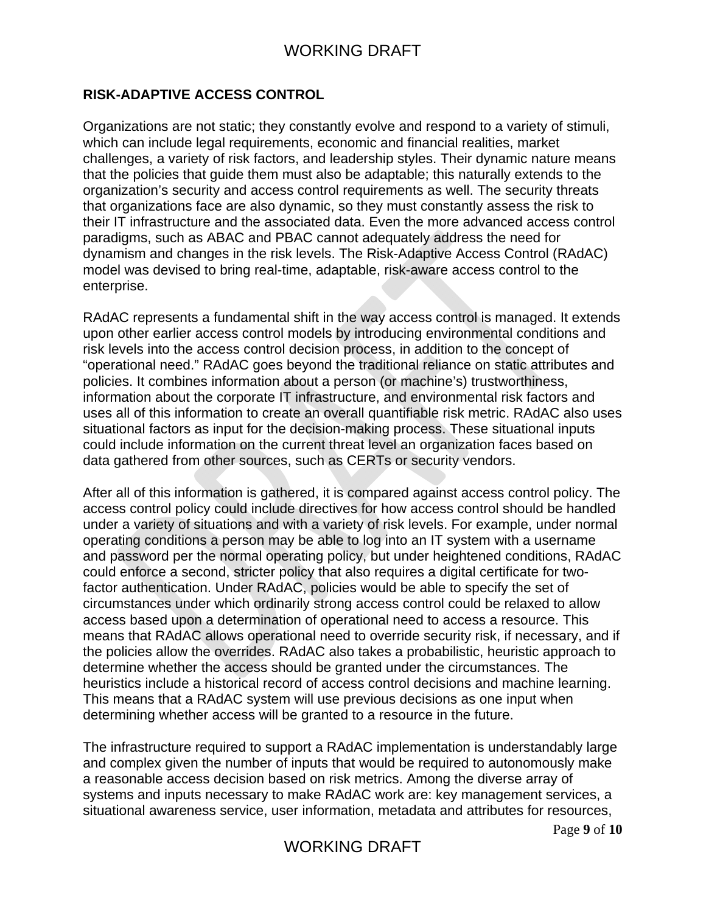## RISK-ADAPTIVE ACCESS CONTROL

Organizations are not static; they constantly evolve and respond to a variety of stimuli, which can include legal requirements, economic and financial realities, market challenges, a variety of risk factors, and leadership styles. Their dynamic nature means that the policies that guide them must also be adaptable; this naturally extends to the organization's security and access control requirements as well. The security threats that organizations face are also dynamic, so they must constantly assess the risk to their IT infrastructure and the associated data. Even the more advanced access control paradigms, such as ABAC and PBAC cannot adequately address the need for dynamism and changes in the risk levels. The Risk-Adaptive Access Control (RAdAC) model was devised to bring real-time, adaptable, risk-aware access control to the enterprise.

RAdAC represents a fundamental shift in the way access control is managed. It extends upon other earlier access control models by introducing environmental conditions and risk levels into the access control decision process, in addition to the concept of "operational need." RAdAC goes beyond the traditional reliance on static attributes and policies. It combines information about a person (or machine's) trustworthiness, information about the corporate IT infrastructure, and environmental risk factors and uses all of this information to create an overall quantifiable risk metric. RAdAC also uses situational factors as input for the decision-making process. These situational inputs could include information on the current threat level an organization faces based on data gathered from other sources, such as CERTs or security vendors.

After all of this information is gathered, it is compared against access control policy. The access control policy could include directives for how access control should be handled under a variety of situations and with a variety of risk levels. For example, under normal operating conditions a person may be able to log into an IT system with a username and password per the normal operating policy, but under heightened conditions, RAdAC could enforce a second, stricter policy that also requires a digital certificate for two-factor authentication. Under RAdAC, policies would be able to specify the set of circumstances under which ordinarily strong access control could be relaxed to allow access based upon a determination of operational need to access a resource. This means that RAdAC allows operational need to override security risk, if necessary, and if the policies allow the overrides. RAdAC also takes a probabilistic, heuristic approach to determine whether the access should be granted under the circumstances. The heuristics include a historical record of access control decisions and machine learning. This means that a RAdAC system will use previous decisions as one input when determining whether access will be granted to a resource in the future.

The infrastructure required to support a RAdAC implementation is understandably large and complex given the number of inputs that would be required to autonomously make a reasonable access decision based on risk metrics. Among the diverse array of systems and inputs necessary to make RAdAC work are: key management services, a situational awareness service, user information, metadata and attributes for resources,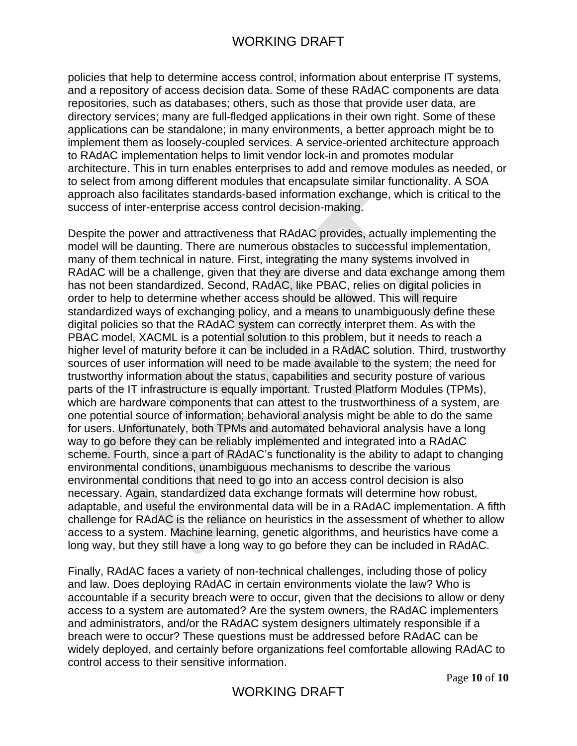policies that help to determine access control, information about enterprise IT systems, and a repository of access decision data. Some of these RAdAC components are data repositories, such as databases; others, such as those that provide user data, are directory services; many are full-fledged applications in their own right. Some of these applications can be standalone; in many environments, a better approach might be to implement them as loosely-coupled services. A service-oriented architecture approach to RAdAC implementation helps to limit vendor lock-in and promotes modular architecture. This in turn enables enterprises to add and remove modules as needed, or to select from among different modules that encapsulate similar functionality. A SOA approach also facilitates standards-based information exchange, which is critical to the success of inter-enterprise access control decision-making.

Despite the power and attractiveness that RAdAC provides, actually implementing the model will be daunting. There are numerous obstacles to successful implementation, many of them technical in nature. First, integrating the many systems involved in RAdAC will be a challenge, given that they are diverse and data exchange among them has not been standardized. Second, RAdAC, like PBAC, relies on digital policies in order to help to determine whether access should be allowed. This will require standardized ways of exchanging policy, and a means to unambiguously define these digital policies so that the RAdAC system can correctly interpret them. As with the PBAC model, XACML is a potential solution to this problem, but it needs to reach a higher level of maturity before it can be included in a RAdAC solution. Third, trustworthy sources of user information will need to be made available to the system; the need for trustworthy information about the status, capabilities and security posture of various parts of the IT infrastructure is equally important. Trusted Platform Modules (TPMs), which are hardware components that can attest to the trustworthiness of a system, are one potential source of information; behavioral analysis might be able to do the same for users. Unfortunately, both TPMs and automated behavioral analysis have a long way to go before they can be reliably implemented and integrated into a RAdAC scheme. Fourth, since a part of RAdAC's functionality is the ability to adapt to changing environmental conditions, unambiguous mechanisms to describe the various environmental conditions that need to go into an access control decision is also necessary. Again, standardized data exchange formats will determine how robust, adaptable, and useful the environmental data will be in a RAdAC implementation. A fifth challenge for RAdAC is the reliance on heuristics in the assessment of whether to allow access to a system. Machine learning, genetic algorithms, and heuristics have come a long way, but they still have a long way to go before they can be included in RAdAC.

Finally, RAdAC faces a variety of non-technical challenges, including those of policy and law. Does deploying RAdAC in certain environments violate the law? Who is accountable if a security breach were to occur, given that the decisions to allow or deny access to a system are automated? Are the system owners, the RAdAC implementers and administrators, and/or the RAdAC system designers ultimately responsible if a breach were to occur? These questions must be addressed before RAdAC can be widely deployed, and certainly before organizations feel comfortable allowing RAdAC to control access to their sensitive information.